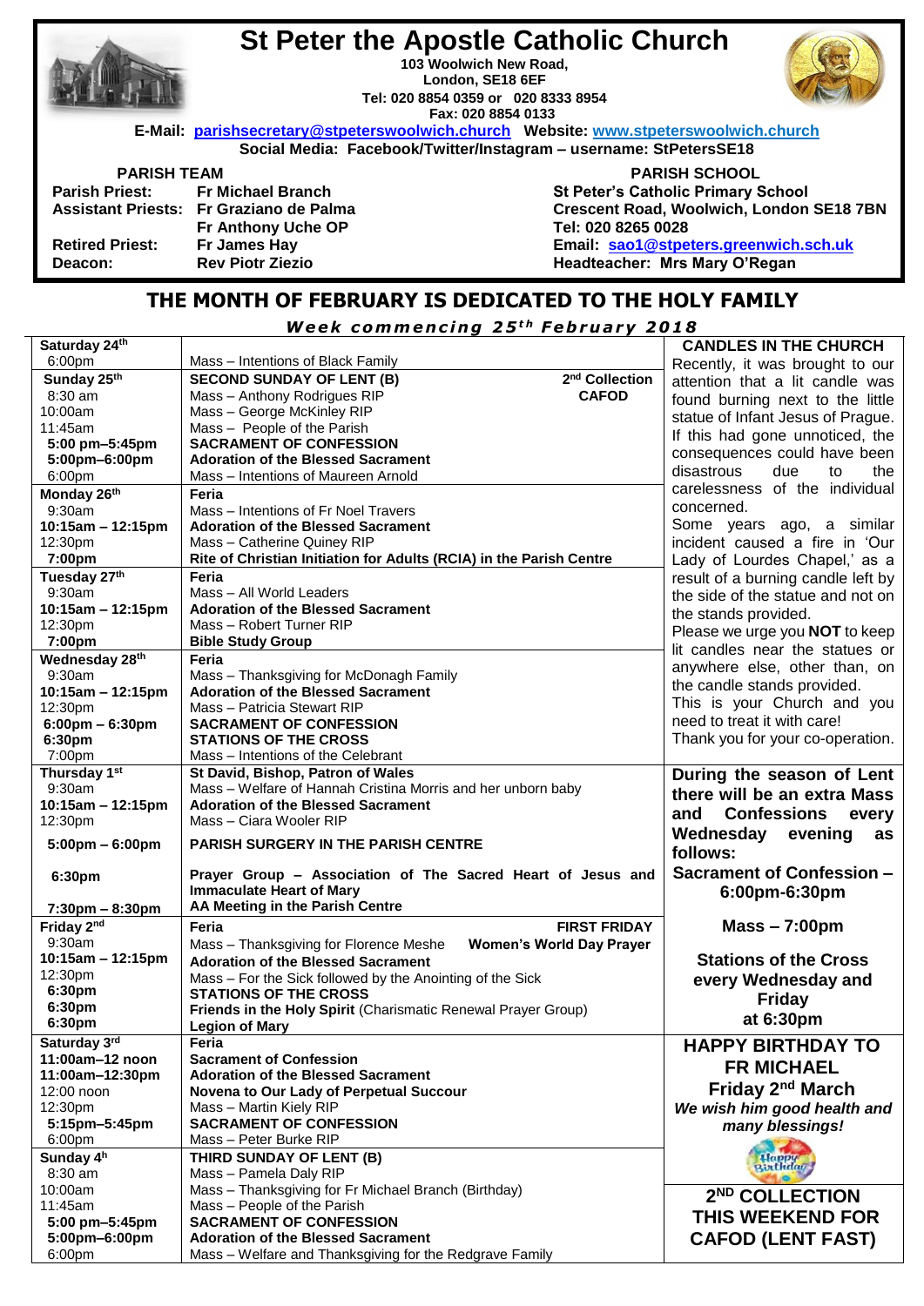# St Peter the Apostle Catholic Church

**103 Woolwich New Road,**
**London, SE18 6EF**
**Tel: 020 8854 0359 or 020 8333 8954**
**Fax: 020 8854 0133**

**E-Mail: parishsecretary@stpeterswoolwich.church Website: www.stpeterswoolwich.church**
**Social Media: Facebook/Twitter/Instagram – username: StPetersSE18**

**PARISH TEAM**

**Parish Priest:** Fr Michael Branch
**Assistant Priests:** Fr Graziano de Palma
Fr Anthony Uche OP
**Retired Priest:** Fr James Hay
**Deacon:** Rev Piotr Ziezio

**PARISH SCHOOL**

**St Peter's Catholic Primary School**
**Crescent Road, Woolwich, London SE18 7BN**
**Tel: 020 8265 0028**
**Email: sao1@stpeters.greenwich.sch.uk**
**Headteacher: Mrs Mary O'Regan**

## THE MONTH OF FEBRUARY IS DEDICATED TO THE HOLY FAMILY

***Week commencing 25th February 2018***

| | |
|---|---|
| **Saturday 24th** | |
| 6:00pm | Mass – Intentions of Black Family |
| **Sunday 25th** | **SECOND SUNDAY OF LENT (B)** — **2nd Collection CAFOD** |
| 8:30 am | Mass – Anthony Rodrigues RIP |
| 10:00am | Mass – George McKinley RIP |
| 11:45am | Mass – People of the Parish |
| **5:00 pm–5:45pm** | **SACRAMENT OF CONFESSION** |
| **5:00pm–6:00pm** | **Adoration of the Blessed Sacrament** |
| 6:00pm | Mass – Intentions of Maureen Arnold |
| **Monday 26th** | **Feria** |
| 9:30am | Mass – Intentions of Fr Noel Travers |
| **10:15am – 12:15pm** | **Adoration of the Blessed Sacrament** |
| 12:30pm | Mass – Catherine Quiney RIP |
| **7:00pm** | **Rite of Christian Initiation for Adults (RCIA) in the Parish Centre** |
| **Tuesday 27th** | **Feria** |
| 9:30am | Mass – All World Leaders |
| **10:15am – 12:15pm** | **Adoration of the Blessed Sacrament** |
| 12:30pm | Mass – Robert Turner RIP |
| **7:00pm** | **Bible Study Group** |
| **Wednesday 28th** | **Feria** |
| 9:30am | Mass – Thanksgiving for McDonagh Family |
| **10:15am – 12:15pm** | **Adoration of the Blessed Sacrament** |
| 12:30pm | Mass – Patricia Stewart RIP |
| **6:00pm – 6:30pm** | **SACRAMENT OF CONFESSION** |
| **6:30pm** | **STATIONS OF THE CROSS** |
| 7:00pm | Mass – Intentions of the Celebrant |
| **Thursday 1st** | **St David, Bishop, Patron of Wales** |
| 9:30am | Mass – Welfare of Hannah Cristina Morris and her unborn baby |
| **10:15am – 12:15pm** | **Adoration of the Blessed Sacrament** |
| 12:30pm | Mass – Ciara Wooler RIP |
| **5:00pm – 6:00pm** | **PARISH SURGERY IN THE PARISH CENTRE** |
| **6:30pm** | **Prayer Group – Association of The Sacred Heart of Jesus and Immaculate Heart of Mary** |
| **7:30pm – 8:30pm** | **AA Meeting in the Parish Centre** |
| **Friday 2nd** | **Feria** — **FIRST FRIDAY** |
| 9:30am | Mass – Thanksgiving for Florence Meshe — **Women's World Day Prayer** |
| **10:15am – 12:15pm** | **Adoration of the Blessed Sacrament** |
| 12:30pm | Mass – For the Sick followed by the Anointing of the Sick |
| **6:30pm** | **STATIONS OF THE CROSS** |
| **6:30pm** | **Friends in the Holy Spirit** (Charismatic Renewal Prayer Group) |
| **6:30pm** | **Legion of Mary** |
| **Saturday 3rd** | **Feria** |
| **11:00am–12 noon** | **Sacrament of Confession** |
| **11:00am–12:30pm** | **Adoration of the Blessed Sacrament** |
| 12:00 noon | **Novena to Our Lady of Perpetual Succour** |
| 12:30pm | Mass – Martin Kiely RIP |
| **5:15pm–5:45pm** | **SACRAMENT OF CONFESSION** |
| 6:00pm | Mass – Peter Burke RIP |
| **Sunday 4h** | **THIRD SUNDAY OF LENT (B)** |
| 8:30 am | Mass – Pamela Daly RIP |
| 10:00am | Mass – Thanksgiving for Fr Michael Branch (Birthday) |
| 11:45am | Mass – People of the Parish |
| **5:00 pm–5:45pm** | **SACRAMENT OF CONFESSION** |
| **5:00pm–6:00pm** | **Adoration of the Blessed Sacrament** |
| 6:00pm | Mass – Welfare and Thanksgiving for the Redgrave Family |

### CANDLES IN THE CHURCH

Recently, it was brought to our attention that a lit candle was found burning next to the little statue of Infant Jesus of Prague. If this had gone unnoticed, the consequences could have been disastrous due to the carelessness of the individual concerned.

Some years ago, a similar incident caused a fire in 'Our Lady of Lourdes Chapel,' as a result of a burning candle left by the side of the statue and not on the stands provided.

Please we urge you **NOT** to keep lit candles near the statues or anywhere else, other than, on the candle stands provided.

This is your Church and you need to treat it with care!

Thank you for your co-operation.

**During the season of Lent there will be an extra Mass and Confessions every Wednesday evening as follows:**

**Sacrament of Confession – 6:00pm-6:30pm**

**Mass – 7:00pm**

**Stations of the Cross every Wednesday and Friday at 6:30pm**

**HAPPY BIRTHDAY TO FR MICHAEL**
**Friday 2nd March**
***We wish him good health and many blessings!***

**2ND COLLECTION THIS WEEKEND FOR CAFOD (LENT FAST)**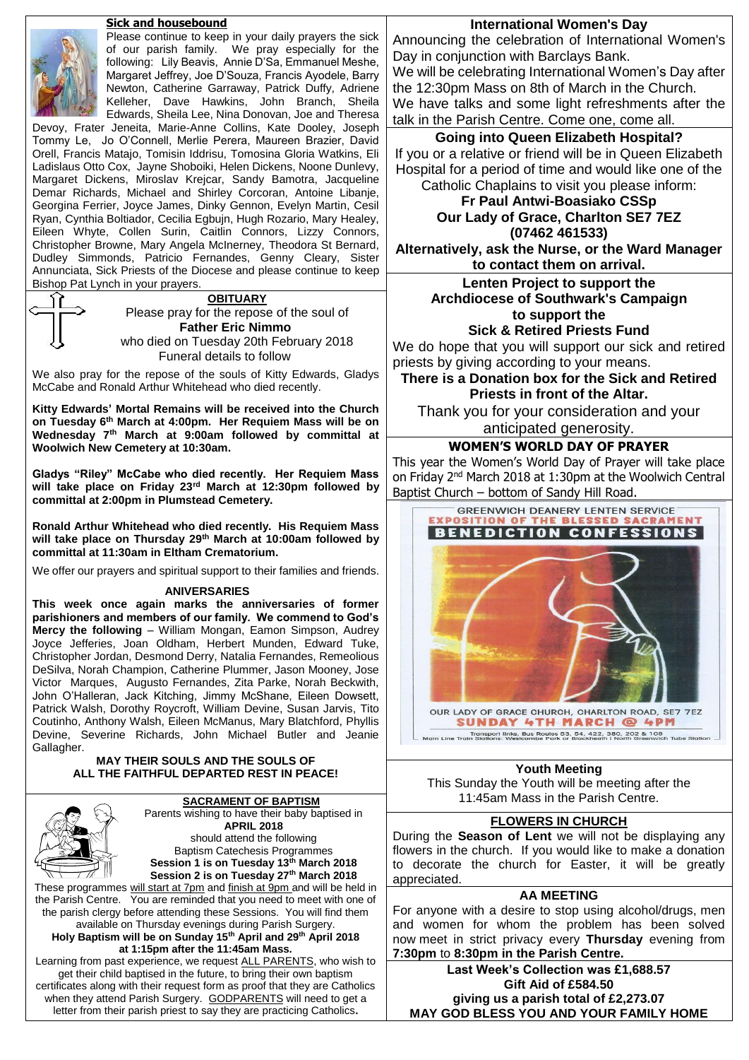## Sick and housebound

Please continue to keep in your daily prayers the sick of our parish family. We pray especially for the following: Lily Beavis, Annie D'Sa, Emmanuel Meshe, Margaret Jeffrey, Joe D'Souza, Francis Ayodele, Barry Newton, Catherine Garraway, Patrick Duffy, Adriene Kelleher, Dave Hawkins, John Branch, Sheila Edwards, Sheila Lee, Nina Donovan, Joe and Theresa Devoy, Frater Jeneita, Marie-Anne Collins, Kate Dooley, Joseph Tommy Le, Jo O'Connell, Merlie Perera, Maureen Brazier, David Orell, Francis Matajo, Tomisin Iddrisu, Tomosina Gloria Watkins, Eli Ladislaus Otto Cox, Jayne Shoboiki, Helen Dickens, Noone Dunlevy, Margaret Dickens, Miroslav Krejcar, Sandy Bamotra, Jacqueline Demar Richards, Michael and Shirley Corcoran, Antoine Libanje, Georgina Ferrier, Joyce James, Dinky Gennon, Evelyn Martin, Cesil Ryan, Cynthia Boltiador, Cecilia Egbujn, Hugh Rozario, Mary Healey, Eileen Whyte, Collen Surin, Caitlin Connors, Lizzy Connors, Christopher Browne, Mary Angela McInerney, Theodora St Bernard, Dudley Simmonds, Patricio Fernandes, Genny Cleary, Sister Annunciata, Sick Priests of the Diocese and please continue to keep Bishop Pat Lynch in your prayers.

## OBITUARY

Please pray for the repose of the soul of
**Father Eric Nimmo**
who died on Tuesday 20th February 2018
Funeral details to follow

We also pray for the repose of the souls of Kitty Edwards, Gladys McCabe and Ronald Arthur Whitehead who died recently.

**Kitty Edwards' Mortal Remains will be received into the Church on Tuesday 6th March at 4:00pm. Her Requiem Mass will be on Wednesday 7th March at 9:00am followed by committal at Woolwich New Cemetery at 10:30am.**

**Gladys "Riley" McCabe who died recently. Her Requiem Mass will take place on Friday 23rd March at 12:30pm followed by committal at 2:00pm in Plumstead Cemetery.**

**Ronald Arthur Whitehead who died recently. His Requiem Mass will take place on Thursday 29th March at 10:00am followed by committal at 11:30am in Eltham Crematorium.**

We offer our prayers and spiritual support to their families and friends.

## ANIVERSARIES

**This week once again marks the anniversaries of former parishioners and members of our family. We commend to God's Mercy the following** – William Mongan, Eamon Simpson, Audrey Joyce Jefferies, Joan Oldham, Herbert Munden, Edward Tuke, Christopher Jordan, Desmond Derry, Natalia Fernandes, Remeolious DeSilva, Norah Champion, Catherine Plummer, Jason Mooney, Jose Victor Marques, Augusto Fernandes, Zita Parke, Norah Beckwith, John O'Halleran, Jack Kitching, Jimmy McShane, Eileen Dowsett, Patrick Walsh, Dorothy Roycroft, William Devine, Susan Jarvis, Tito Coutinho, Anthony Walsh, Eileen McManus, Mary Blatchford, Phyllis Devine, Severine Richards, John Michael Butler and Jeanie Gallagher.

**MAY THEIR SOULS AND THE SOULS OF ALL THE FAITHFUL DEPARTED REST IN PEACE!**

## SACRAMENT OF BAPTISM

Parents wishing to have their baby baptised in **APRIL 2018** should attend the following Baptism Catechesis Programmes
**Session 1 is on Tuesday 13th March 2018**
**Session 2 is on Tuesday 27th March 2018**

These programmes will start at 7pm and finish at 9pm and will be held in the Parish Centre. You are reminded that you need to meet with one of the parish clergy before attending these Sessions. You will find them available on Thursday evenings during Parish Surgery.

**Holy Baptism will be on Sunday 15th April and 29th April 2018 at 1:15pm after the 11:45am Mass.**

Learning from past experience, we request ALL PARENTS, who wish to get their child baptised in the future, to bring their own baptism certificates along with their request form as proof that they are Catholics when they attend Parish Surgery. GODPARENTS will need to get a letter from their parish priest to say they are practicing Catholics**.**

## International Women's Day

Announcing the celebration of International Women's Day in conjunction with Barclays Bank.
We will be celebrating International Women's Day after the 12:30pm Mass on 8th of March in the Church.
We have talks and some light refreshments after the talk in the Parish Centre. Come one, come all.

## Going into Queen Elizabeth Hospital?

If you or a relative or friend will be in Queen Elizabeth Hospital for a period of time and would like one of the Catholic Chaplains to visit you please inform:
**Fr Paul Antwi-Boasiako CSSp**
**Our Lady of Grace, Charlton SE7 7EZ**
**(07462 461533)**
**Alternatively, ask the Nurse, or the Ward Manager to contact them on arrival.**

## Lenten Project to support the Archdiocese of Southwark's Campaign to support the Sick & Retired Priests Fund

We do hope that you will support our sick and retired priests by giving according to your means.
**There is a Donation box for the Sick and Retired Priests in front of the Altar.**
Thank you for your consideration and your anticipated generosity.

## WOMEN'S WORLD DAY OF PRAYER

This year the Women's World Day of Prayer will take place on Friday 2nd March 2018 at 1:30pm at the Woolwich Central Baptist Church – bottom of Sandy Hill Road.

GREENWICH DEANERY LENTEN SERVICE
EXPOSITION OF THE BLESSED SACRAMENT
BENEDICTION CONFESSIONS
OUR LADY OF GRACE CHURCH, CHARLTON ROAD, SE7 7EZ
SUNDAY 4TH MARCH @ 4PM
Transport links, Bus Routes 53, 54, 422, 380, 202 & 108
Main Line Train Stations: Westcombe Park or Blackheath | North Greenwich Tube Station

## Youth Meeting

This Sunday the Youth will be meeting after the 11:45am Mass in the Parish Centre.

## FLOWERS IN CHURCH

During the **Season of Lent** we will not be displaying any flowers in the church. If you would like to make a donation to decorate the church for Easter, it will be greatly appreciated.

## AA MEETING

For anyone with a desire to stop using alcohol/drugs, men and women for whom the problem has been solved now meet in strict privacy every **Thursday** evening from **7:30pm** to **8:30pm in the Parish Centre.**

**Last Week's Collection was £1,688.57**
**Gift Aid of £584.50**
**giving us a parish total of £2,273.07**
**MAY GOD BLESS YOU AND YOUR FAMILY HOME**